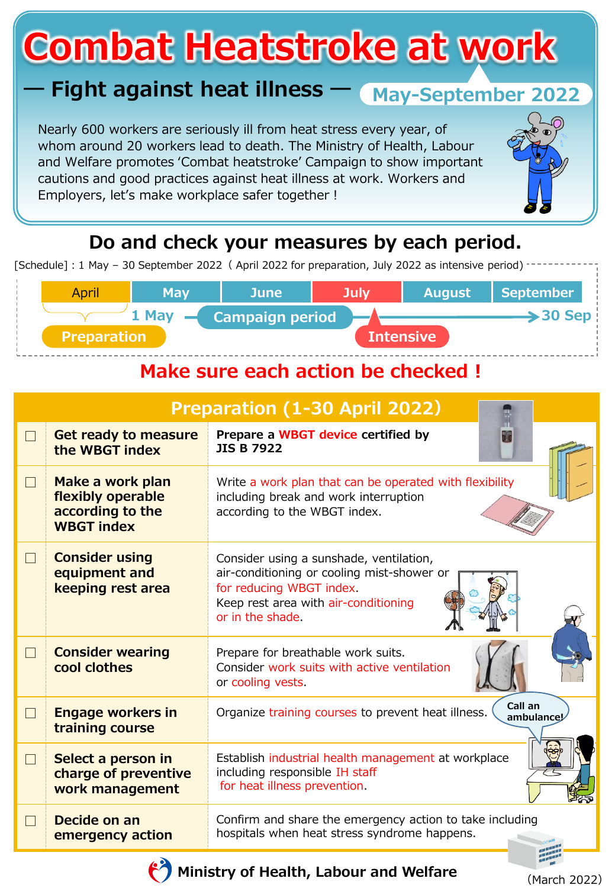# Combat Heatstroke at work

## — Fight against heat illness —

**May-September 2022**

Nearly 600 workers are seriously ill from heat stress every year, of whom around 20 workers lead to death. The Ministry of Health, Labour and Welfare promotes 'Combat heatstroke' Campaign to show important cautions and good practices against heat illness at work. Workers and Employers, let's make workplace safer together !

## Do and check your measures by each period.

[Schedule] : 1 May – 30 September 2022 ( April 2022 for preparation, July 2022 as intensive period)

| April | May | June | July | August | September |
|---|---|---|---|---|---|
| Preparation | 1 May — Campaign period | | Intensive | | → 30 Sep |

## Make sure each action be checked !

### Preparation (1-30 April 2022)

| | Action | Details |
|---|---|---|
| ☐ | **Get ready to measure the WBGT index** | **Prepare a WBGT device certified by JIS B 7922** |
| ☐ | **Make a work plan flexibly operable according to the WBGT index** | Write a work plan that can be operated with flexibility including break and work interruption according to the WBGT index. |
| ☐ | **Consider using equipment and keeping rest area** | Consider using a sunshade, ventilation, air-conditioning or cooling mist-shower or for reducing WBGT index. Keep rest area with air-conditioning or in the shade. |
| ☐ | **Consider wearing cool clothes** | Prepare for breathable work suits. Consider work suits with active ventilation or cooling vests. |
| ☐ | **Engage workers in training course** | Organize training courses to prevent heat illness. |
| ☐ | **Select a person in charge of preventive work management** | Establish industrial health management at workplace including responsible IH staff for heat illness prevention. |
| ☐ | **Decide on an emergency action** | Confirm and share the emergency action to take including hospitals when heat stress syndrome happens. |

Call an ambulance!

Ministry of Health, Labour and Welfare

(March 2022)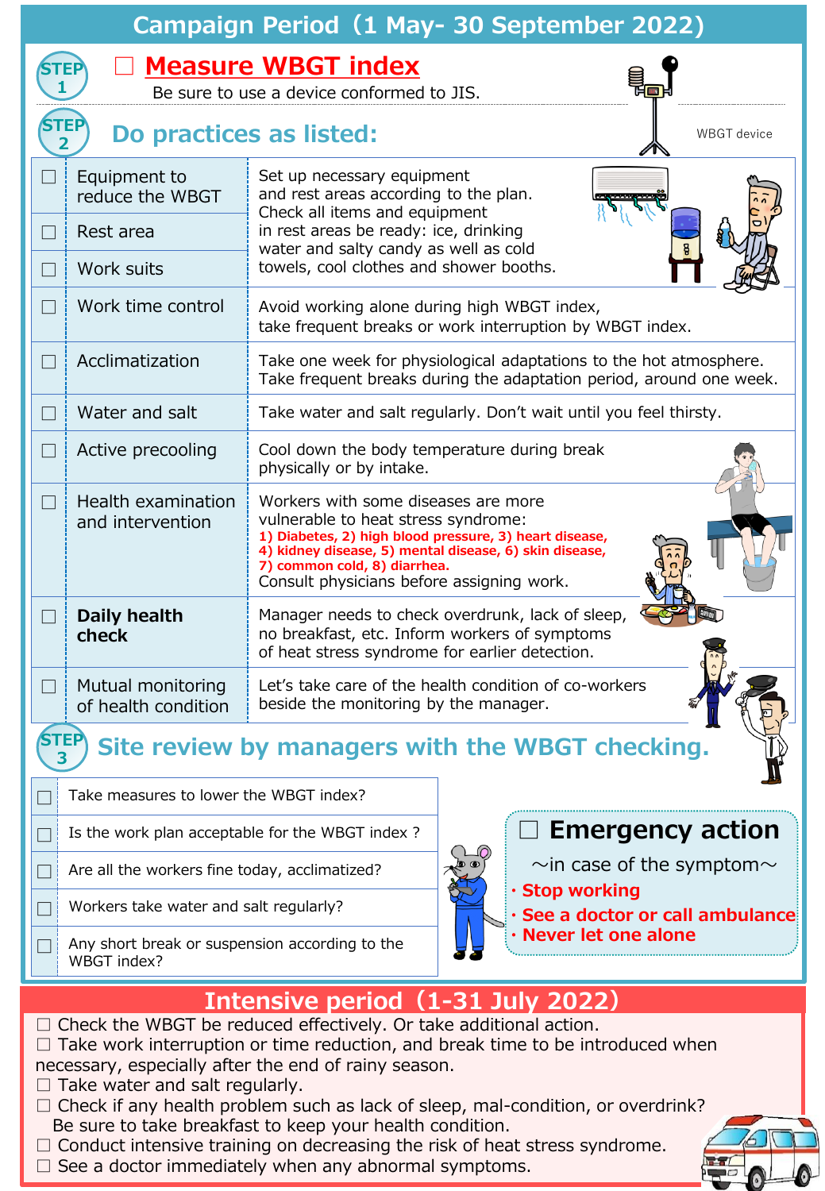# Campaign Period（1 May- 30 September 2022）

## STEP 1 ☐ Measure WBGT index

Be sure to use a device conformed to JIS.

WBGT device

## STEP 2 Do practices as listed:

| | | |
|---|---|---|
| ☐ | Equipment to reduce the WBGT | Set up necessary equipment and rest areas according to the plan. Check all items and equipment in rest areas be ready: ice, drinking water and salty candy as well as cold towels, cool clothes and shower booths. |
| ☐ | Rest area | |
| ☐ | Work suits | |
| ☐ | Work time control | Avoid working alone during high WBGT index, take frequent breaks or work interruption by WBGT index. |
| ☐ | Acclimatization | Take one week for physiological adaptations to the hot atmosphere. Take frequent breaks during the adaptation period, around one week. |
| ☐ | Water and salt | Take water and salt regularly. Don't wait until you feel thirsty. |
| ☐ | Active precooling | Cool down the body temperature during break physically or by intake. |
| ☐ | Health examination and intervention | Workers with some diseases are more vulnerable to heat stress syndrome: **1) Diabetes, 2) high blood pressure, 3) heart disease, 4) kidney disease, 5) mental disease, 6) skin disease, 7) common cold, 8) diarrhea.** Consult physicians before assigning work. |
| ☐ | **Daily health check** | Manager needs to check overdrunk, lack of sleep, no breakfast, etc. Inform workers of symptoms of heat stress syndrome for earlier detection. |
| ☐ | Mutual monitoring of health condition | Let's take care of the health condition of co-workers beside the monitoring by the manager. |

## STEP 3 Site review by managers with the WBGT checking.

| | |
|---|---|
| ☐ | Take measures to lower the WBGT index? |
| ☐ | Is the work plan acceptable for the WBGT index ? |
| ☐ | Are all the workers fine today, acclimatized? |
| ☐ | Workers take water and salt regularly? |
| ☐ | Any short break or suspension according to the WBGT index? |

### ☐ Emergency action

～in case of the symptom～

- **Stop working**
- **See a doctor or call ambulance**
- **Never let one alone**

# Intensive period（1-31 July 2022）

☐ Check the WBGT be reduced effectively. Or take additional action.
☐ Take work interruption or time reduction, and break time to be introduced when necessary, especially after the end of rainy season.
☐ Take water and salt regularly.
☐ Check if any health problem such as lack of sleep, mal-condition, or overdrink? Be sure to take breakfast to keep your health condition.
☐ Conduct intensive training on decreasing the risk of heat stress syndrome.
☐ See a doctor immediately when any abnormal symptoms.